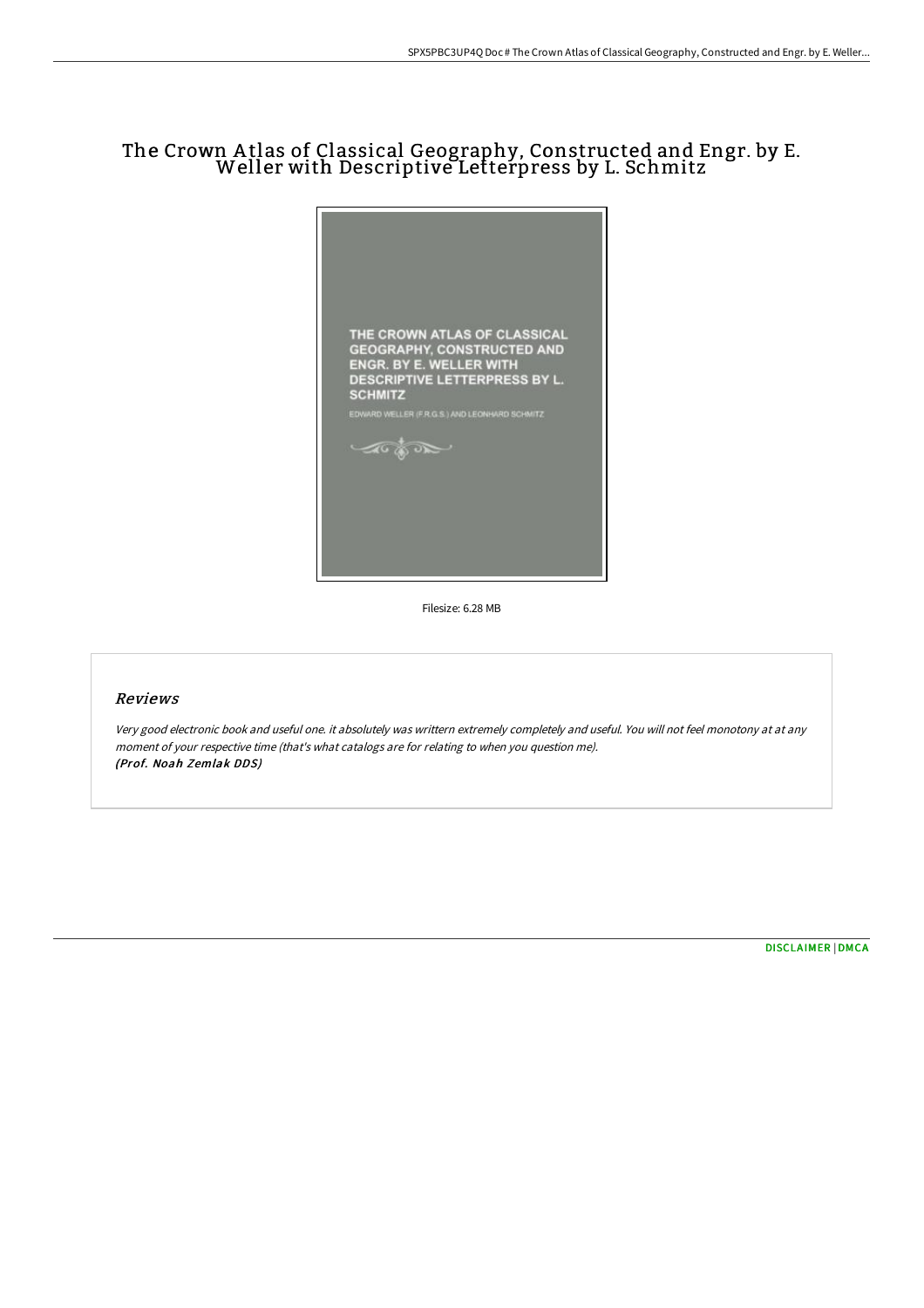# The Crown Atlas of Classical Geography, Constructed and Engr. by E. Weller with Descriptive Letterpress by L. Schmitz

Filesize: 6.28 MB

## Reviews

*Very good electronic book and useful one. it absolutely was writtern extremely completely and useful. You will not feel monotony at at any moment of your respective time (that's what catalogs are for relating to when you question me).*
***(Prof. Noah Zemlak DDS)***

[DISCLAIMER](#) | [DMCA](#)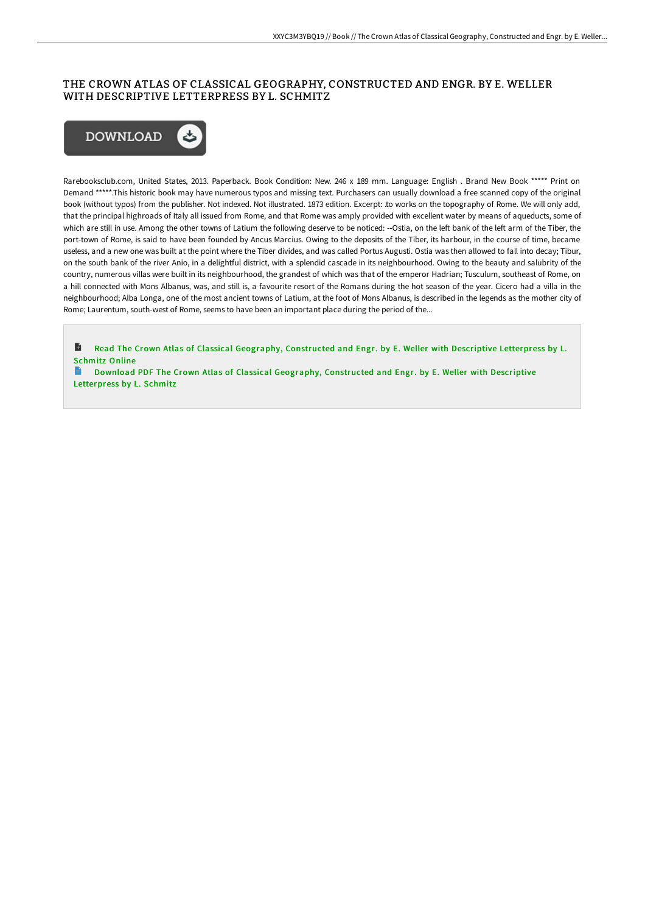# THE CROWN ATLAS OF CLASSICAL GEOGRAPHY, CONSTRUCTED AND ENGR. BY E. WELLER WITH DESCRIPTIVE LETTERPRESS BY L. SCHMITZ

DOWNLOAD

Rarebooksclub.com, United States, 2013. Paperback. Book Condition: New. 246 x 189 mm. Language: English . Brand New Book ***** Print on Demand *****.This historic book may have numerous typos and missing text. Purchasers can usually download a free scanned copy of the original book (without typos) from the publisher. Not indexed. Not illustrated. 1873 edition. Excerpt: .to works on the topography of Rome. We will only add, that the principal highroads of Italy all issued from Rome, and that Rome was amply provided with excellent water by means of aqueducts, some of which are still in use. Among the other towns of Latium the following deserve to be noticed: --Ostia, on the left bank of the left arm of the Tiber, the port-town of Rome, is said to have been founded by Ancus Marcius. Owing to the deposits of the Tiber, its harbour, in the course of time, became useless, and a new one was built at the point where the Tiber divides, and was called Portus Augusti. Ostia was then allowed to fall into decay; Tibur, on the south bank of the river Anio, in a delightful district, with a splendid cascade in its neighbourhood. Owing to the beauty and salubrity of the country, numerous villas were built in its neighbourhood, the grandest of which was that of the emperor Hadrian; Tusculum, southeast of Rome, on a hill connected with Mons Albanus, was, and still is, a favourite resort of the Romans during the hot season of the year. Cicero had a villa in the neighbourhood; Alba Longa, one of the most ancient towns of Latium, at the foot of Mons Albanus, is described in the legends as the mother city of Rome; Laurentum, south-west of Rome, seems to have been an important place during the period of the...

Read The Crown Atlas of Classical Geography, Constructed and Engr. by E. Weller with Descriptive Letterpress by L. Schmitz Online

Download PDF The Crown Atlas of Classical Geography, Constructed and Engr. by E. Weller with Descriptive Letterpress by L. Schmitz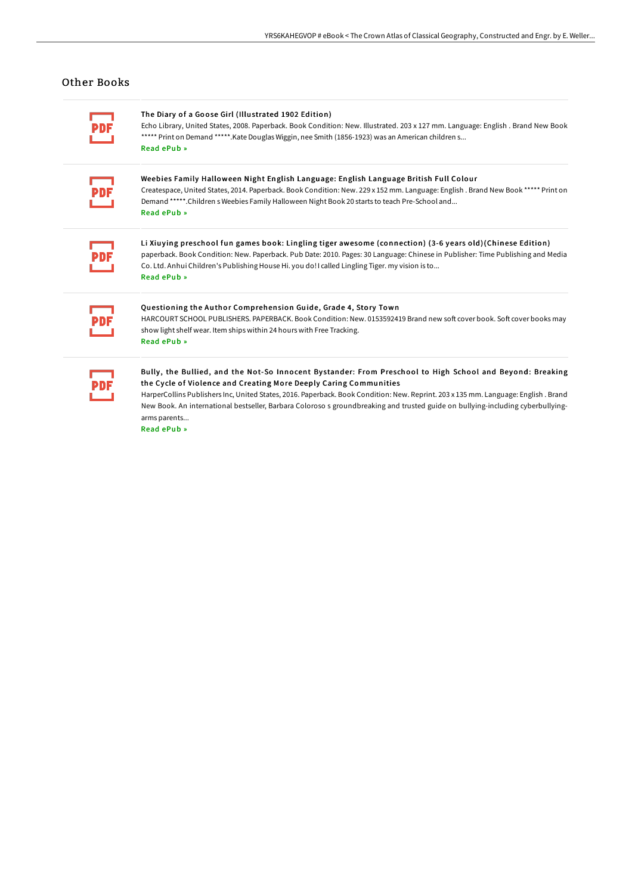## Other Books

**The Diary of a Goose Girl (Illustrated 1902 Edition)**

Echo Library, United States, 2008. Paperback. Book Condition: New. Illustrated. 203 x 127 mm. Language: English . Brand New Book ***** Print on Demand *****.Kate Douglas Wiggin, nee Smith (1856-1923) was an American children s...

Read ePub »

**Weebies Family Halloween Night English Language: English Language British Full Colour**

Createspace, United States, 2014. Paperback. Book Condition: New. 229 x 152 mm. Language: English . Brand New Book ***** Print on Demand *****.Children s Weebies Family Halloween Night Book 20 starts to teach Pre-School and...

Read ePub »

**Li Xiuying preschool fun games book: Lingling tiger awesome (connection) (3-6 years old)(Chinese Edition)**

paperback. Book Condition: New. Paperback. Pub Date: 2010. Pages: 30 Language: Chinese in Publisher: Time Publishing and Media Co. Ltd. Anhui Children's Publishing House Hi. you do! I called Lingling Tiger. my vision is to...

Read ePub »

**Questioning the Author Comprehension Guide, Grade 4, Story Town**

HARCOURT SCHOOL PUBLISHERS. PAPERBACK. Book Condition: New. 0153592419 Brand new soft cover book. Soft cover books may show light shelf wear. Item ships within 24 hours with Free Tracking.

Read ePub »

**Bully, the Bullied, and the Not-So Innocent Bystander: From Preschool to High School and Beyond: Breaking the Cycle of Violence and Creating More Deeply Caring Communities**

HarperCollins Publishers Inc, United States, 2016. Paperback. Book Condition: New. Reprint. 203 x 135 mm. Language: English . Brand New Book. An international bestseller, Barbara Coloroso s groundbreaking and trusted guide on bullying-including cyberbullying-arms parents...

Read ePub »